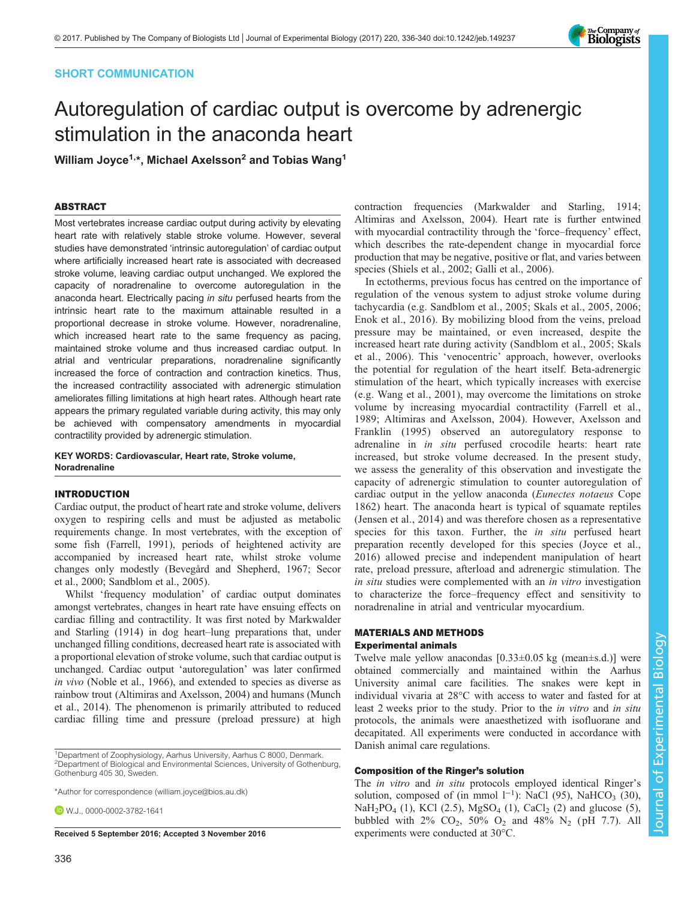SHORT COMMUNICATION

# Autoregulation of cardiac output is overcome by adrenergic stimulation in the anaconda heart

**William Joyce[1,*], Michael Axelsson[2] and Tobias Wang[1]**

## ABSTRACT

Most vertebrates increase cardiac output during activity by elevating heart rate with relatively stable stroke volume. However, several studies have demonstrated 'intrinsic autoregulation' of cardiac output where artificially increased heart rate is associated with decreased stroke volume, leaving cardiac output unchanged. We explored the capacity of noradrenaline to overcome autoregulation in the anaconda heart. Electrically pacing *in situ* perfused hearts from the intrinsic heart rate to the maximum attainable resulted in a proportional decrease in stroke volume. However, noradrenaline, which increased heart rate to the same frequency as pacing, maintained stroke volume and thus increased cardiac output. In atrial and ventricular preparations, noradrenaline significantly increased the force of contraction and contraction kinetics. Thus, the increased contractility associated with adrenergic stimulation ameliorates filling limitations at high heart rates. Although heart rate appears the primary regulated variable during activity, this may only be achieved with compensatory amendments in myocardial contractility provided by adrenergic stimulation.

**KEY WORDS: Cardiovascular, Heart rate, Stroke volume, Noradrenaline**

## INTRODUCTION

Cardiac output, the product of heart rate and stroke volume, delivers oxygen to respiring cells and must be adjusted as metabolic requirements change. In most vertebrates, with the exception of some fish (Farrell, 1991), periods of heightened activity are accompanied by increased heart rate, whilst stroke volume changes only modestly (Bevegård and Shepherd, 1967; Secor et al., 2000; Sandblom et al., 2005).

Whilst 'frequency modulation' of cardiac output dominates amongst vertebrates, changes in heart rate have ensuing effects on cardiac filling and contractility. It was first noted by Markwalder and Starling (1914) in dog heart–lung preparations that, under unchanged filling conditions, decreased heart rate is associated with a proportional elevation of stroke volume, such that cardiac output is unchanged. Cardiac output 'autoregulation' was later confirmed *in vivo* (Noble et al., 1966), and extended to species as diverse as rainbow trout (Altimiras and Axelsson, 2004) and humans (Munch et al., 2014). The phenomenon is primarily attributed to reduced cardiac filling time and pressure (preload pressure) at high contraction frequencies (Markwalder and Starling, 1914; Altimiras and Axelsson, 2004). Heart rate is further entwined with myocardial contractility through the 'force–frequency' effect, which describes the rate-dependent change in myocardial force production that may be negative, positive or flat, and varies between species (Shiels et al., 2002; Galli et al., 2006).

In ectotherms, previous focus has centred on the importance of regulation of the venous system to adjust stroke volume during tachycardia (e.g. Sandblom et al., 2005; Skals et al., 2005, 2006; Enok et al., 2016). By mobilizing blood from the veins, preload pressure may be maintained, or even increased, despite the increased heart rate during activity (Sandblom et al., 2005; Skals et al., 2006). This 'venocentric' approach, however, overlooks the potential for regulation of the heart itself. Beta-adrenergic stimulation of the heart, which typically increases with exercise (e.g. Wang et al., 2001), may overcome the limitations on stroke volume by increasing myocardial contractility (Farrell et al., 1989; Altimiras and Axelsson, 2004). However, Axelsson and Franklin (1995) observed an autoregulatory response to adrenaline in *in situ* perfused crocodile hearts: heart rate increased, but stroke volume decreased. In the present study, we assess the generality of this observation and investigate the capacity of adrenergic stimulation to counter autoregulation of cardiac output in the yellow anaconda (*Eunectes notaeus* Cope 1862) heart. The anaconda heart is typical of squamate reptiles (Jensen et al., 2014) and was therefore chosen as a representative species for this taxon. Further, the *in situ* perfused heart preparation recently developed for this species (Joyce et al., 2016) allowed precise and independent manipulation of heart rate, preload pressure, afterload and adrenergic stimulation. The *in situ* studies were complemented with an *in vitro* investigation to characterize the force–frequency effect and sensitivity to noradrenaline in atrial and ventricular myocardium.

## MATERIALS AND METHODS

### Experimental animals

Twelve male yellow anacondas [0.33±0.05 kg (mean±s.d.)] were obtained commercially and maintained within the Aarhus University animal care facilities. The snakes were kept in individual vivaria at 28°C with access to water and fasted for at least 2 weeks prior to the study. Prior to the *in vitro* and *in situ* protocols, the animals were anaesthetized with isofluorane and decapitated. All experiments were conducted in accordance with Danish animal care regulations.

### Composition of the Ringer's solution

The *in vitro* and *in situ* protocols employed identical Ringer's solution, composed of (in mmol $l^{-1}$): NaCl (95), $NaHCO_3$ (30), $NaH_2PO_4$ (1), KCl (2.5), $MgSO_4$ (1), $CaCl_2$ (2) and glucose (5), bubbled with 2% $CO_2$, 50% $O_2$ and 48% $N_2$ (pH 7.7). All experiments were conducted at 30°C.

[1]Department of Zoophysiology, Aarhus University, Aarhus C 8000, Denmark.
[2]Department of Biological and Environmental Sciences, University of Gothenburg, Gothenburg 405 30, Sweden.

*Author for correspondence (william.joyce@bios.au.dk)

W.J., 0000-0002-3782-1641

**Received 5 September 2016; Accepted 3 November 2016**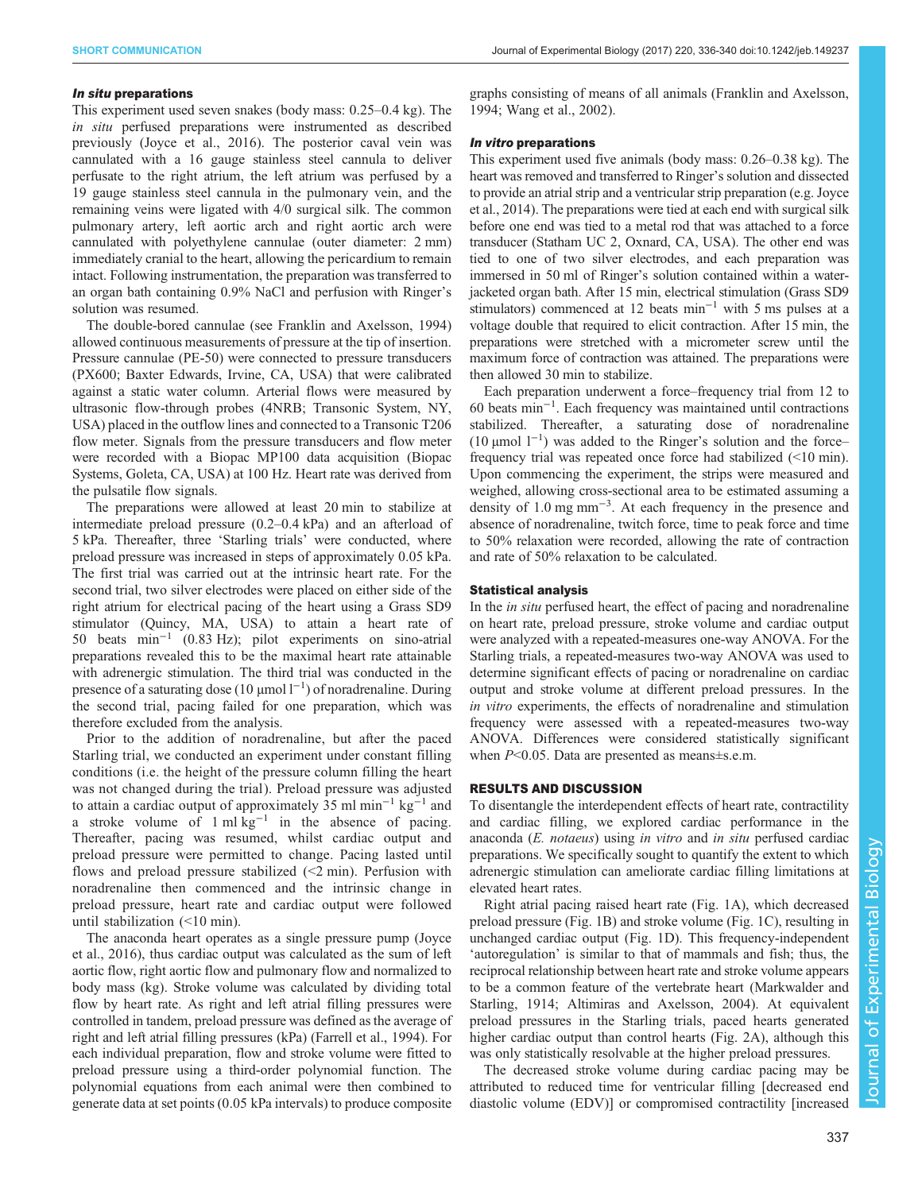### *In situ* preparations

This experiment used seven snakes (body mass: 0.25–0.4 kg). The *in situ* perfused preparations were instrumented as described previously (Joyce et al., 2016). The posterior caval vein was cannulated with a 16 gauge stainless steel cannula to deliver perfusate to the right atrium, the left atrium was perfused by a 19 gauge stainless steel cannula in the pulmonary vein, and the remaining veins were ligated with 4/0 surgical silk. The common pulmonary artery, left aortic arch and right aortic arch were cannulated with polyethylene cannulae (outer diameter: 2 mm) immediately cranial to the heart, allowing the pericardium to remain intact. Following instrumentation, the preparation was transferred to an organ bath containing 0.9% NaCl and perfusion with Ringer's solution was resumed.

The double-bored cannulae (see Franklin and Axelsson, 1994) allowed continuous measurements of pressure at the tip of insertion. Pressure cannulae (PE-50) were connected to pressure transducers (PX600; Baxter Edwards, Irvine, CA, USA) that were calibrated against a static water column. Arterial flows were measured by ultrasonic flow-through probes (4NRB; Transonic System, NY, USA) placed in the outflow lines and connected to a Transonic T206 flow meter. Signals from the pressure transducers and flow meter were recorded with a Biopac MP100 data acquisition (Biopac Systems, Goleta, CA, USA) at 100 Hz. Heart rate was derived from the pulsatile flow signals.

The preparations were allowed at least 20 min to stabilize at intermediate preload pressure (0.2–0.4 kPa) and an afterload of 5 kPa. Thereafter, three 'Starling trials' were conducted, where preload pressure was increased in steps of approximately 0.05 kPa. The first trial was carried out at the intrinsic heart rate. For the second trial, two silver electrodes were placed on either side of the right atrium for electrical pacing of the heart using a Grass SD9 stimulator (Quincy, MA, USA) to attain a heart rate of 50 beats $\mathrm{min^{-1}}$ (0.83 Hz); pilot experiments on sino-atrial preparations revealed this to be the maximal heart rate attainable with adrenergic stimulation. The third trial was conducted in the presence of a saturating dose (10 $\mu$mol $\mathrm{l^{-1}}$) of noradrenaline. During the second trial, pacing failed for one preparation, which was therefore excluded from the analysis.

Prior to the addition of noradrenaline, but after the paced Starling trial, we conducted an experiment under constant filling conditions (i.e. the height of the pressure column filling the heart was not changed during the trial). Preload pressure was adjusted to attain a cardiac output of approximately 35 ml $\mathrm{min^{-1}\,kg^{-1}}$ and a stroke volume of 1 ml $\mathrm{kg^{-1}}$ in the absence of pacing. Thereafter, pacing was resumed, whilst cardiac output and preload pressure were permitted to change. Pacing lasted until flows and preload pressure stabilized (<2 min). Perfusion with noradrenaline then commenced and the intrinsic change in preload pressure, heart rate and cardiac output were followed until stabilization (<10 min).

The anaconda heart operates as a single pressure pump (Joyce et al., 2016), thus cardiac output was calculated as the sum of left aortic flow, right aortic flow and pulmonary flow and normalized to body mass (kg). Stroke volume was calculated by dividing total flow by heart rate. As right and left atrial filling pressures were controlled in tandem, preload pressure was defined as the average of right and left atrial filling pressures (kPa) (Farrell et al., 1994). For each individual preparation, flow and stroke volume were fitted to preload pressure using a third-order polynomial function. The polynomial equations from each animal were then combined to generate data at set points (0.05 kPa intervals) to produce composite graphs consisting of means of all animals (Franklin and Axelsson, 1994; Wang et al., 2002).

### *In vitro* preparations

This experiment used five animals (body mass: 0.26–0.38 kg). The heart was removed and transferred to Ringer's solution and dissected to provide an atrial strip and a ventricular strip preparation (e.g. Joyce et al., 2014). The preparations were tied at each end with surgical silk before one end was tied to a metal rod that was attached to a force transducer (Statham UC 2, Oxnard, CA, USA). The other end was tied to one of two silver electrodes, and each preparation was immersed in 50 ml of Ringer's solution contained within a water-jacketed organ bath. After 15 min, electrical stimulation (Grass SD9 stimulators) commenced at 12 beats $\mathrm{min^{-1}}$ with 5 ms pulses at a voltage double that required to elicit contraction. After 15 min, the preparations were stretched with a micrometer screw until the maximum force of contraction was attained. The preparations were then allowed 30 min to stabilize.

Each preparation underwent a force–frequency trial from 12 to 60 beats $\mathrm{min^{-1}}$. Each frequency was maintained until contractions stabilized. Thereafter, a saturating dose of noradrenaline (10 $\mu$mol $\mathrm{l^{-1}}$) was added to the Ringer's solution and the force–frequency trial was repeated once force had stabilized (<10 min). Upon commencing the experiment, the strips were measured and weighed, allowing cross-sectional area to be estimated assuming a density of 1.0 mg $\mathrm{mm^{-3}}$. At each frequency in the presence and absence of noradrenaline, twitch force, time to peak force and time to 50% relaxation were recorded, allowing the rate of contraction and rate of 50% relaxation to be calculated.

### Statistical analysis

In the *in situ* perfused heart, the effect of pacing and noradrenaline on heart rate, preload pressure, stroke volume and cardiac output were analyzed with a repeated-measures one-way ANOVA. For the Starling trials, a repeated-measures two-way ANOVA was used to determine significant effects of pacing or noradrenaline on cardiac output and stroke volume at different preload pressures. In the *in vitro* experiments, the effects of noradrenaline and stimulation frequency were assessed with a repeated-measures two-way ANOVA. Differences were considered statistically significant when $P<0.05$. Data are presented as means±s.e.m.

## RESULTS AND DISCUSSION

To disentangle the interdependent effects of heart rate, contractility and cardiac filling, we explored cardiac performance in the anaconda (*E. notaeus*) using *in vitro* and *in situ* perfused cardiac preparations. We specifically sought to quantify the extent to which adrenergic stimulation can ameliorate cardiac filling limitations at elevated heart rates.

Right atrial pacing raised heart rate (Fig. 1A), which decreased preload pressure (Fig. 1B) and stroke volume (Fig. 1C), resulting in unchanged cardiac output (Fig. 1D). This frequency-independent 'autoregulation' is similar to that of mammals and fish; thus, the reciprocal relationship between heart rate and stroke volume appears to be a common feature of the vertebrate heart (Markwalder and Starling, 1914; Altimiras and Axelsson, 2004). At equivalent preload pressures in the Starling trials, paced hearts generated higher cardiac output than control hearts (Fig. 2A), although this was only statistically resolvable at the higher preload pressures.

The decreased stroke volume during cardiac pacing may be attributed to reduced time for ventricular filling [decreased end diastolic volume (EDV)] or compromised contractility [increased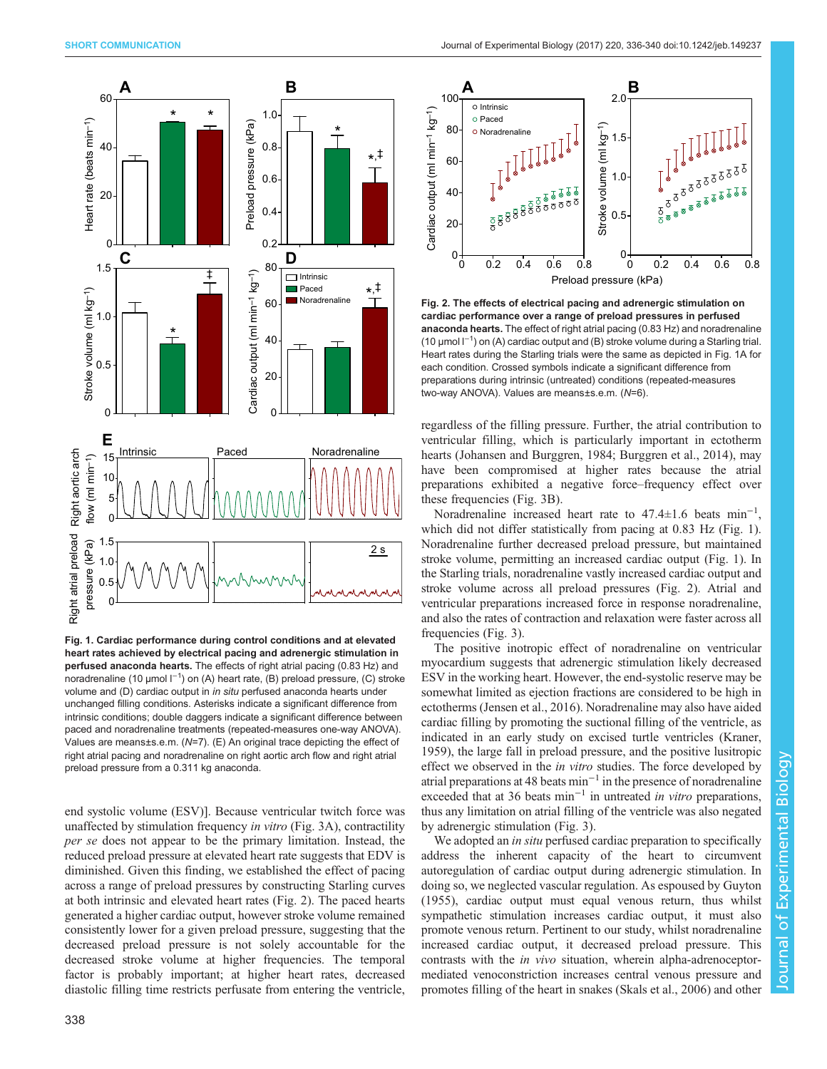**Fig. 1. Cardiac performance during control conditions and at elevated heart rates achieved by electrical pacing and adrenergic stimulation in perfused anaconda hearts.** The effects of right atrial pacing (0.83 Hz) and noradrenaline (10 µmol $l^{-1}$) on (A) heart rate, (B) preload pressure, (C) stroke volume and (D) cardiac output in *in situ* perfused anaconda hearts under unchanged filling conditions. Asterisks indicate a significant difference from intrinsic conditions; double daggers indicate a significant difference between paced and noradrenaline treatments (repeated-measures one-way ANOVA). Values are means±s.e.m. (*N*=7). (E) An original trace depicting the effect of right atrial pacing and noradrenaline on right aortic arch flow and right atrial preload pressure from a 0.311 kg anaconda.

end systolic volume (ESV)]. Because ventricular twitch force was unaffected by stimulation frequency *in vitro* (Fig. 3A), contractility *per se* does not appear to be the primary limitation. Instead, the reduced preload pressure at elevated heart rate suggests that EDV is diminished. Given this finding, we established the effect of pacing across a range of preload pressures by constructing Starling curves at both intrinsic and elevated heart rates (Fig. 2). The paced hearts generated a higher cardiac output, however stroke volume remained consistently lower for a given preload pressure, suggesting that the decreased preload pressure is not solely accountable for the decreased stroke volume at higher frequencies. The temporal factor is probably important; at higher heart rates, decreased diastolic filling time restricts perfusate from entering the ventricle, regardless of the filling pressure. Further, the atrial contribution to ventricular filling, which is particularly important in ectotherm hearts (Johansen and Burggren, 1984; Burggren et al., 2014), may have been compromised at higher rates because the atrial preparations exhibited a negative force–frequency effect over these frequencies (Fig. 3B).

Noradrenaline increased heart rate to 47.4±1.6 beats $min^{-1}$, which did not differ statistically from pacing at 0.83 Hz (Fig. 1). Noradrenaline further decreased preload pressure, but maintained stroke volume, permitting an increased cardiac output (Fig. 1). In the Starling trials, noradrenaline vastly increased cardiac output and stroke volume across all preload pressures (Fig. 2). Atrial and ventricular preparations increased force in response noradrenaline, and also the rates of contraction and relaxation were faster across all frequencies (Fig. 3).

**Fig. 2. The effects of electrical pacing and adrenergic stimulation on cardiac performance over a range of preload pressures in perfused anaconda hearts.** The effect of right atrial pacing (0.83 Hz) and noradrenaline (10 µmol $l^{-1}$) on (A) cardiac output and (B) stroke volume during a Starling trial. Heart rates during the Starling trials were the same as depicted in Fig. 1A for each condition. Crossed symbols indicate a significant difference from preparations during intrinsic (untreated) conditions (repeated-measures two-way ANOVA). Values are means±s.e.m. (*N*=6).

The positive inotropic effect of noradrenaline on ventricular myocardium suggests that adrenergic stimulation likely decreased ESV in the working heart. However, the end-systolic reserve may be somewhat limited as ejection fractions are considered to be high in ectotherms (Jensen et al., 2016). Noradrenaline may also have aided cardiac filling by promoting the suctional filling of the ventricle, as indicated in an early study on excised turtle ventricles (Kraner, 1959), the large fall in preload pressure, and the positive lusitropic effect we observed in the *in vitro* studies. The force developed by atrial preparations at 48 beats $min^{-1}$ in the presence of noradrenaline exceeded that at 36 beats $min^{-1}$ in untreated *in vitro* preparations, thus any limitation on atrial filling of the ventricle was also negated by adrenergic stimulation (Fig. 3).

We adopted an *in situ* perfused cardiac preparation to specifically address the inherent capacity of the heart to circumvent autoregulation of cardiac output during adrenergic stimulation. In doing so, we neglected vascular regulation. As espoused by Guyton (1955), cardiac output must equal venous return, thus whilst sympathetic stimulation increases cardiac output, it must also promote venous return. Pertinent to our study, whilst noradrenaline increased cardiac output, it decreased preload pressure. This contrasts with the *in vivo* situation, wherein alpha-adrenoceptor-mediated venoconstriction increases central venous pressure and promotes filling of the heart in snakes (Skals et al., 2006) and other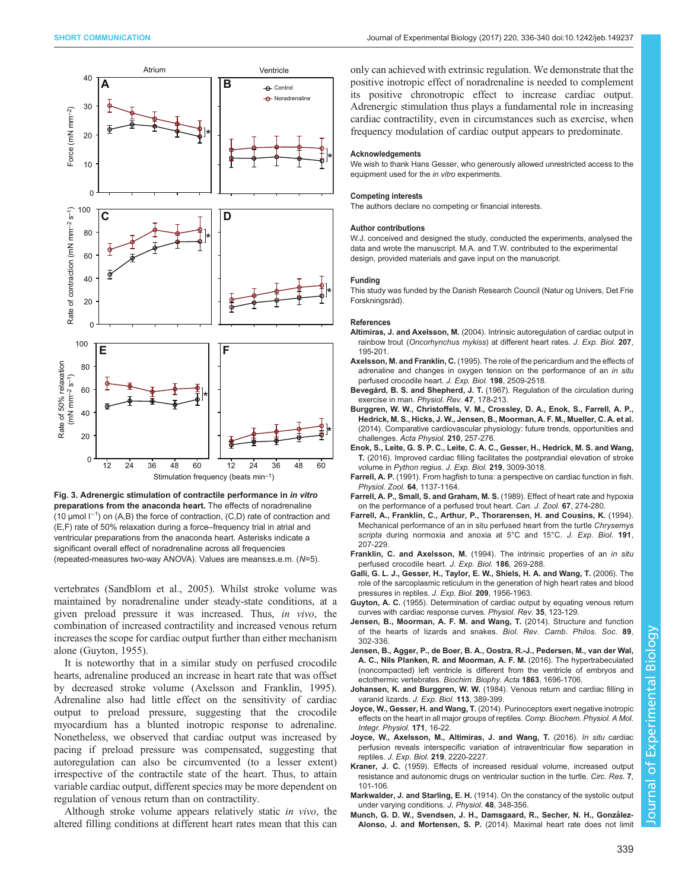Fig. 3. **Adrenergic stimulation of contractile performance in *in vitro* preparations from the anaconda heart.** The effects of noradrenaline (10 µmol $l^{-1}$) on (A,B) the force of contraction, (C,D) rate of contraction and (E,F) rate of 50% relaxation during a force–frequency trial in atrial and ventricular preparations from the anaconda heart. Asterisks indicate a significant overall effect of noradrenaline across all frequencies (repeated-measures two-way ANOVA). Values are means±s.e.m. (*N*=5).

vertebrates (Sandblom et al., 2005). Whilst stroke volume was maintained by noradrenaline under steady-state conditions, at a given preload pressure it was increased. Thus, *in vivo*, the combination of increased contractility and increased venous return increases the scope for cardiac output further than either mechanism alone (Guyton, 1955).

It is noteworthy that in a similar study on perfused crocodile hearts, adrenaline produced an increase in heart rate that was offset by decreased stroke volume (Axelsson and Franklin, 1995). Adrenaline also had little effect on the sensitivity of cardiac output to preload pressure, suggesting that the crocodile myocardium has a blunted inotropic response to adrenaline. Nonetheless, we observed that cardiac output was increased by pacing if preload pressure was compensated, suggesting that autoregulation can also be circumvented (to a lesser extent) irrespective of the contractile state of the heart. Thus, to attain variable cardiac output, different species may be more dependent on regulation of venous return than on contractility.

Although stroke volume appears relatively static *in vivo*, the altered filling conditions at different heart rates mean that this can only can achieved with extrinsic regulation. We demonstrate that the positive inotropic effect of noradrenaline is needed to complement its positive chronotropic effect to increase cardiac output. Adrenergic stimulation thus plays a fundamental role in increasing cardiac contractility, even in circumstances such as exercise, when frequency modulation of cardiac output appears to predominate.

#### Acknowledgements

We wish to thank Hans Gesser, who generously allowed unrestricted access to the equipment used for the *in vitro* experiments.

#### Competing interests

The authors declare no competing or financial interests.

#### Author contributions

W.J. conceived and designed the study, conducted the experiments, analysed the data and wrote the manuscript. M.A. and T.W. contributed to the experimental design, provided materials and gave input on the manuscript.

#### Funding

This study was funded by the Danish Research Council (Natur og Univers, Det Frie Forskningsråd).

#### References

**Altimiras, J. and Axelsson, M.** (2004). Intrinsic autoregulation of cardiac output in rainbow trout (*Oncorhynchus mykiss*) at different heart rates. *J. Exp. Biol.* **207**, 195-201.

**Axelsson, M. and Franklin, C.** (1995). The role of the pericardium and the effects of adrenaline and changes in oxygen tension on the performance of an *in situ* perfused crocodile heart. *J. Exp. Biol.* **198**, 2509-2518.

**Bevegård, B. S. and Shepherd, J. T.** (1967). Regulation of the circulation during exercise in man. *Physiol. Rev.* **47**, 178-213.

**Burggren, W. W., Christoffels, V. M., Crossley, D. A., Enok, S., Farrell, A. P., Hedrick, M. S., Hicks, J. W., Jensen, B., Moorman, A. F. M., Mueller, C. A. et al.** (2014). Comparative cardiovascular physiology: future trends, opportunities and challenges. *Acta Physiol.* **210**, 257-276.

**Enok, S., Leite, G. S. P. C., Leite, C. A. C., Gesser, H., Hedrick, M. S. and Wang, T.** (2016). Improved cardiac filling facilitates the postprandial elevation of stroke volume in *Python regius*. *J. Exp. Biol.* **219**, 3009-3018.

**Farrell, A. P.** (1991). From hagfish to tuna: a perspective on cardiac function in fish. *Physiol. Zool.* **64**, 1137-1164.

**Farrell, A. P., Small, S. and Graham, M. S.** (1989). Effect of heart rate and hypoxia on the performance of a perfused trout heart. *Can. J. Zool.* **67**, 274-280.

**Farrell, A. P., Franklin, C., Arthur, P., Thorarensen, H. and Cousins, K.** (1994). Mechanical performance of an in situ perfused heart from the turtle *Chrysemys scripta* during normoxia and anoxia at 5°C and 15°C. *J. Exp. Biol.* **191**, 207-229.

**Franklin, C. and Axelsson, M.** (1994). The intrinsic properties of an *in situ* perfused crocodile heart. *J. Exp. Biol.* **186**, 269-288.

**Galli, G. L. J., Gesser, H., Taylor, E. W., Shiels, H. A. and Wang, T.** (2006). The role of the sarcoplasmic reticulum in the generation of high heart rates and blood pressures in reptiles. *J. Exp. Biol.* **209**, 1956-1963.

**Guyton, A. C.** (1955). Determination of cardiac output by equating venous return curves with cardiac response curves. *Physiol. Rev.* **35**, 123-129.

**Jensen, B., Moorman, A. F. M. and Wang, T.** (2014). Structure and function of the hearts of lizards and snakes. *Biol. Rev. Camb. Philos. Soc.* **89**, 302-336.

**Jensen, B., Agger, P., de Boer, B. A., Oostra, R.-J., Pedersen, M., van der Wal, A. C., Nils Planken, R. and Moorman, A. F. M.** (2016). The hypertrabeculated (noncompacted) left ventricle is different from the ventricle of embryos and ectothermic vertebrates. *Biochim. Biophy. Acta* **1863**, 1696-1706.

**Johansen, K. and Burggren, W. W.** (1984). Venous return and cardiac filling in varanid lizards. *J. Exp. Biol.* **113**, 389-399.

**Joyce, W., Gesser, H. and Wang, T.** (2014). Purinoceptors exert negative inotropic effects on the heart in all major groups of reptiles. *Comp. Biochem. Physiol. A Mol. Integr. Physiol.* **171**, 16-22.

**Joyce, W., Axelsson, M., Altimiras, J. and Wang, T.** (2016). *In situ* cardiac perfusion reveals interspecific variation of intraventricular flow separation in reptiles. *J. Exp. Biol.* **219**, 2220-2227.

**Kraner, J. C.** (1959). Effects of increased residual volume, increased output resistance and autonomic drugs on ventricular suction in the turtle. *Circ. Res.* **7**, 101-106.

**Markwalder, J. and Starling, E. H.** (1914). On the constancy of the systolic output under varying conditions. *J. Physiol.* **48**, 348-356.

**Munch, G. D. W., Svendsen, J. H., Damsgaard, R., Secher, N. H., González-Alonso, J. and Mortensen, S. P.** (2014). Maximal heart rate does not limit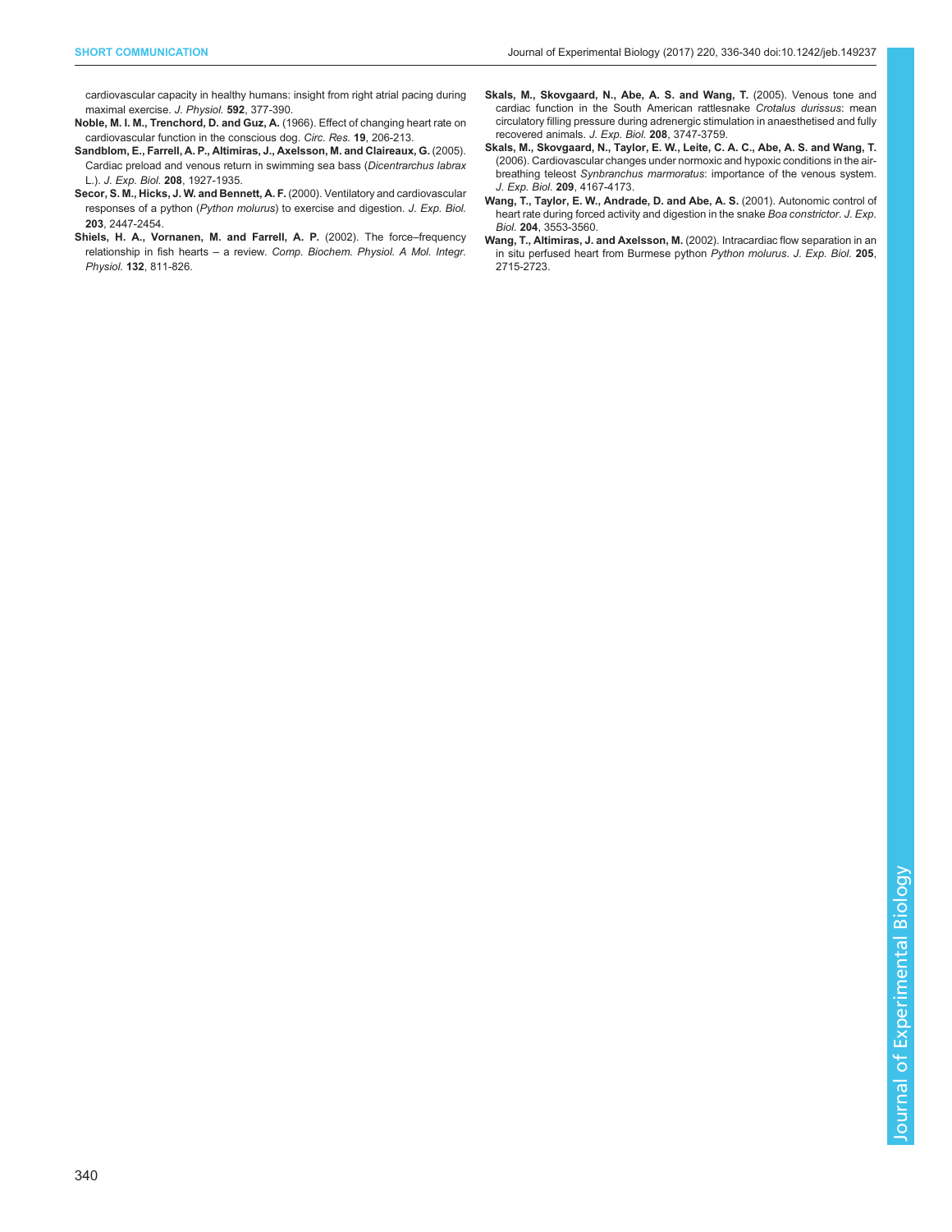cardiovascular capacity in healthy humans: insight from right atrial pacing during maximal exercise. *J. Physiol.* **592**, 377-390.

**Noble, M. I. M., Trenchord, D. and Guz, A.** (1966). Effect of changing heart rate on cardiovascular function in the conscious dog. *Circ. Res.* **19**, 206-213.

**Sandblom, E., Farrell, A. P., Altimiras, J., Axelsson, M. and Claireaux, G.** (2005). Cardiac preload and venous return in swimming sea bass (*Dicentrarchus labrax* L.). *J. Exp. Biol.* **208**, 1927-1935.

**Secor, S. M., Hicks, J. W. and Bennett, A. F.** (2000). Ventilatory and cardiovascular responses of a python (*Python molurus*) to exercise and digestion. *J. Exp. Biol.* **203**, 2447-2454.

**Shiels, H. A., Vornanen, M. and Farrell, A. P.** (2002). The force–frequency relationship in fish hearts – a review. *Comp. Biochem. Physiol. A Mol. Integr. Physiol.* **132**, 811-826.

**Skals, M., Skovgaard, N., Abe, A. S. and Wang, T.** (2005). Venous tone and cardiac function in the South American rattlesnake *Crotalus durissus*: mean circulatory filling pressure during adrenergic stimulation in anaesthetised and fully recovered animals. *J. Exp. Biol.* **208**, 3747-3759.

**Skals, M., Skovgaard, N., Taylor, E. W., Leite, C. A. C., Abe, A. S. and Wang, T.** (2006). Cardiovascular changes under normoxic and hypoxic conditions in the air-breathing teleost *Synbranchus marmoratus*: importance of the venous system. *J. Exp. Biol.* **209**, 4167-4173.

**Wang, T., Taylor, E. W., Andrade, D. and Abe, A. S.** (2001). Autonomic control of heart rate during forced activity and digestion in the snake *Boa constrictor*. *J. Exp. Biol.* **204**, 3553-3560.

**Wang, T., Altimiras, J. and Axelsson, M.** (2002). Intracardiac flow separation in an in situ perfused heart from Burmese python *Python molurus*. *J. Exp. Biol.* **205**, 2715-2723.